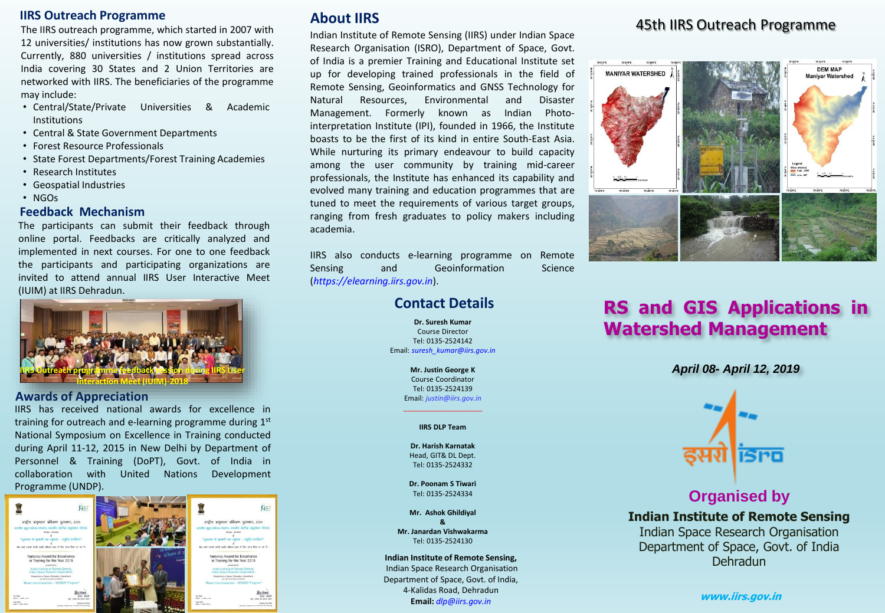## IIRS Outreach Programme

The IIRS outreach programme, which started in 2007 with 12 universities/ institutions has now grown substantially. Currently, 880 universities / institutions spread across India covering 30 States and 2 Union Territories are networked with IIRS. The beneficiaries of the programme may include:

- Central/State/Private Universities & Academic Institutions
- Central & State Government Departments
- Forest Resource Professionals
- State Forest Departments/Forest Training Academies
- Research Institutes
- Geospatial Industries
- NGOs

## Feedback Mechanism

The participants can submit their feedback through online portal. Feedbacks are critically analyzed and implemented in next courses. For one to one feedback the participants and participating organizations are invited to attend annual IIRS User Interactive Meet (IUIM) at IIRS Dehradun.

IIRS Outreach programme feedback session during IIRS User Interaction Meet (IUIM)-2018

## Awards of Appreciation

IIRS has received national awards for excellence in training for outreach and e-learning programme during 1st National Symposium on Excellence in Training conducted during April 11-12, 2015 in New Delhi by Department of Personnel & Training (DoPT), Govt. of India in collaboration with United Nations Development Programme (UNDP).

## About IIRS

Indian Institute of Remote Sensing (IIRS) under Indian Space Research Organisation (ISRO), Department of Space, Govt. of India is a premier Training and Educational Institute set up for developing trained professionals in the field of Remote Sensing, Geoinformatics and GNSS Technology for Natural Resources, Environmental and Disaster Management. Formerly known as Indian Photo-interpretation Institute (IPI), founded in 1966, the Institute boasts to be the first of its kind in entire South-East Asia. While nurturing its primary endeavour to build capacity among the user community by training mid-career professionals, the Institute has enhanced its capability and evolved many training and education programmes that are tuned to meet the requirements of various target groups, ranging from fresh graduates to policy makers including academia.

IIRS also conducts e-learning programme on Remote Sensing and Geoinformation Science (*https://elearning.iirs.gov.in*).

## Contact Details

**Dr. Suresh Kumar**
Course Director
Tel: 0135-2524142
Email: *suresh_kumar@iirs.gov.in*

**Mr. Justin George K**
Course Coordinator
Tel: 0135-2524139
Email: *justin@iirs.gov.in*

**IIRS DLP Team**

**Dr. Harish Karnatak**
Head, GIT& DL Dept.
Tel: 0135-2524332

**Dr. Poonam S Tiwari**
Tel: 0135-2524334

**Mr. Ashok Ghildiyal**
**&**
**Mr. Janardan Vishwakarma**
Tel: 0135-2524130

**Indian Institute of Remote Sensing,**
Indian Space Research Organisation
Department of Space, Govt. of India,
4-Kalidas Road, Dehradun
**Email:** *dlp@iirs.gov.in*

## 45th IIRS Outreach Programme

# RS and GIS Applications in Watershed Management

***April 08- April 12, 2019***

## Organised by

**Indian Institute of Remote Sensing**
Indian Space Research Organisation
Department of Space, Govt. of India
Dehradun

***www.iirs.gov.in***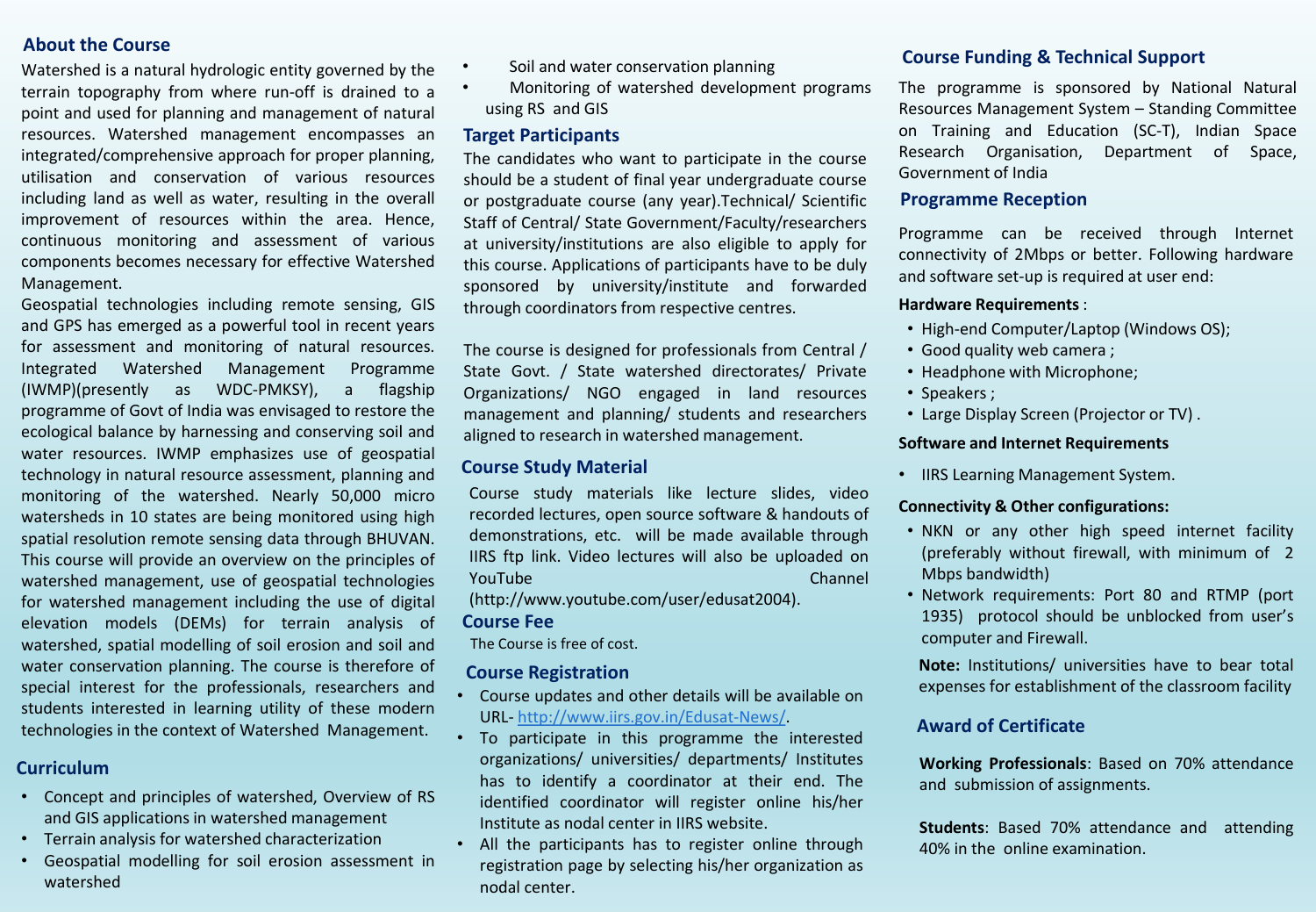## About the Course

Watershed is a natural hydrologic entity governed by the terrain topography from where run-off is drained to a point and used for planning and management of natural resources. Watershed management encompasses an integrated/comprehensive approach for proper planning, utilisation and conservation of various resources including land as well as water, resulting in the overall improvement of resources within the area. Hence, continuous monitoring and assessment of various components becomes necessary for effective Watershed Management.

Geospatial technologies including remote sensing, GIS and GPS has emerged as a powerful tool in recent years for assessment and monitoring of natural resources. Integrated Watershed Management Programme (IWMP)(presently as WDC-PMKSY), a flagship programme of Govt of India was envisaged to restore the ecological balance by harnessing and conserving soil and water resources. IWMP emphasizes use of geospatial technology in natural resource assessment, planning and monitoring of the watershed. Nearly 50,000 micro watersheds in 10 states are being monitored using high spatial resolution remote sensing data through BHUVAN. This course will provide an overview on the principles of watershed management, use of geospatial technologies for watershed management including the use of digital elevation models (DEMs) for terrain analysis of watershed, spatial modelling of soil erosion and soil and water conservation planning. The course is therefore of special interest for the professionals, researchers and students interested in learning utility of these modern technologies in the context of Watershed Management.

## Curriculum

- Concept and principles of watershed, Overview of RS and GIS applications in watershed management
- Terrain analysis for watershed characterization
- Geospatial modelling for soil erosion assessment in watershed
- Soil and water conservation planning
- Monitoring of watershed development programs using RS and GIS

## Target Participants

The candidates who want to participate in the course should be a student of final year undergraduate course or postgraduate course (any year).Technical/ Scientific Staff of Central/ State Government/Faculty/researchers at university/institutions are also eligible to apply for this course. Applications of participants have to be duly sponsored by university/institute and forwarded through coordinators from respective centres.

The course is designed for professionals from Central / State Govt. / State watershed directorates/ Private Organizations/ NGO engaged in land resources management and planning/ students and researchers aligned to research in watershed management.

## Course Study Material

Course study materials like lecture slides, video recorded lectures, open source software & handouts of demonstrations, etc. will be made available through IIRS ftp link. Video lectures will also be uploaded on YouTube Channel (http://www.youtube.com/user/edusat2004).

## Course Fee

The Course is free of cost.

## Course Registration

- Course updates and other details will be available on URL- http://www.iirs.gov.in/Edusat-News/.
- To participate in this programme the interested organizations/ universities/ departments/ Institutes has to identify a coordinator at their end. The identified coordinator will register online his/her Institute as nodal center in IIRS website.
- All the participants has to register online through registration page by selecting his/her organization as nodal center.

## Course Funding & Technical Support

The programme is sponsored by National Natural Resources Management System – Standing Committee on Training and Education (SC-T), Indian Space Research Organisation, Department of Space, Government of India

## Programme Reception

Programme can be received through Internet connectivity of 2Mbps or better. Following hardware and software set-up is required at user end:

**Hardware Requirements** :

- High-end Computer/Laptop (Windows OS);
- Good quality web camera ;
- Headphone with Microphone;
- Speakers ;
- Large Display Screen (Projector or TV) .

**Software and Internet Requirements**

- IIRS Learning Management System.

**Connectivity & Other configurations:**

- NKN or any other high speed internet facility (preferably without firewall, with minimum of 2 Mbps bandwidth)
- Network requirements: Port 80 and RTMP (port 1935) protocol should be unblocked from user's computer and Firewall.

**Note:** Institutions/ universities have to bear total expenses for establishment of the classroom facility

## Award of Certificate

**Working Professionals**: Based on 70% attendance and submission of assignments.

**Students**: Based 70% attendance and attending 40% in the online examination.